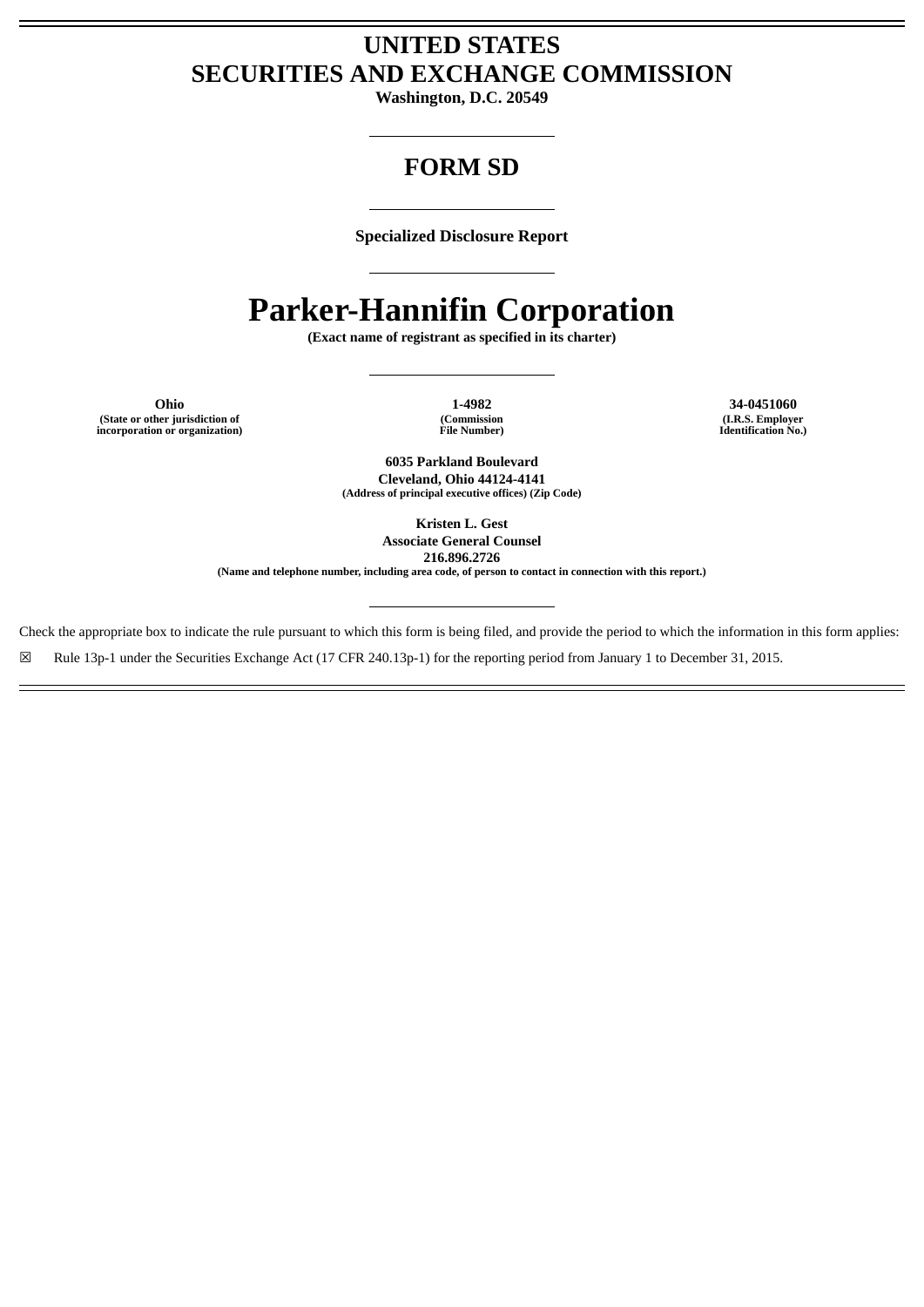# UNITED STATES SECURITIES AND EXCHANGE COMMISSION

**Washington, D.C. 20549**

---

# FORM SD

---

**Specialized Disclosure Report**

---

# Parker-Hannifin Corporation

**(Exact name of registrant as specified in its charter)**

---

| Ohio | 1-4982 | 34-0451060 |
|---|---|---|
| (State or other jurisdiction of incorporation or organization) | (Commission File Number) | (I.R.S. Employer Identification No.) |

**6035 Parkland Boulevard**
**Cleveland, Ohio 44124-4141**
**(Address of principal executive offices) (Zip Code)**

**Kristen L. Gest**
**Associate General Counsel**
**216.896.2726**
**(Name and telephone number, including area code, of person to contact in connection with this report.)**

---

Check the appropriate box to indicate the rule pursuant to which this form is being filed, and provide the period to which the information in this form applies:

☒ Rule 13p-1 under the Securities Exchange Act (17 CFR 240.13p-1) for the reporting period from January 1 to December 31, 2015.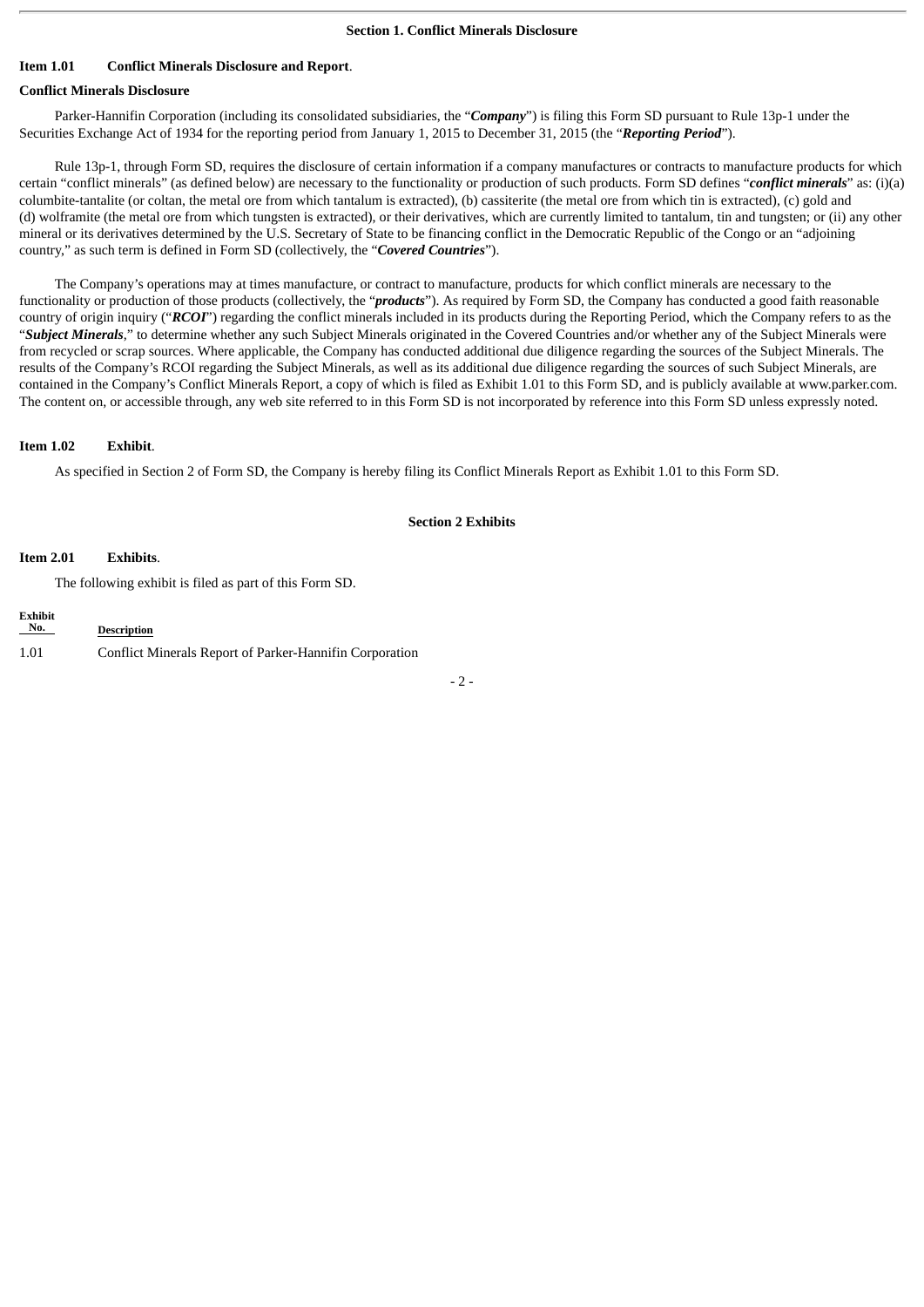## Section 1. Conflict Minerals Disclosure

**Item 1.01 Conflict Minerals Disclosure and Report**.

**Conflict Minerals Disclosure**

Parker-Hannifin Corporation (including its consolidated subsidiaries, the "***Company***") is filing this Form SD pursuant to Rule 13p-1 under the Securities Exchange Act of 1934 for the reporting period from January 1, 2015 to December 31, 2015 (the "***Reporting Period***").

Rule 13p-1, through Form SD, requires the disclosure of certain information if a company manufactures or contracts to manufacture products for which certain "conflict minerals" (as defined below) are necessary to the functionality or production of such products. Form SD defines "***conflict minerals***" as: (i)(a) columbite-tantalite (or coltan, the metal ore from which tantalum is extracted), (b) cassiterite (the metal ore from which tin is extracted), (c) gold and (d) wolframite (the metal ore from which tungsten is extracted), or their derivatives, which are currently limited to tantalum, tin and tungsten; or (ii) any other mineral or its derivatives determined by the U.S. Secretary of State to be financing conflict in the Democratic Republic of the Congo or an "adjoining country," as such term is defined in Form SD (collectively, the "***Covered Countries***").

The Company's operations may at times manufacture, or contract to manufacture, products for which conflict minerals are necessary to the functionality or production of those products (collectively, the "***products***"). As required by Form SD, the Company has conducted a good faith reasonable country of origin inquiry ("***RCOI***") regarding the conflict minerals included in its products during the Reporting Period, which the Company refers to as the "***Subject Minerals***," to determine whether any such Subject Minerals originated in the Covered Countries and/or whether any of the Subject Minerals were from recycled or scrap sources. Where applicable, the Company has conducted additional due diligence regarding the sources of the Subject Minerals. The results of the Company's RCOI regarding the Subject Minerals, as well as its additional due diligence regarding the sources of such Subject Minerals, are contained in the Company's Conflict Minerals Report, a copy of which is filed as Exhibit 1.01 to this Form SD, and is publicly available at www.parker.com. The content on, or accessible through, any web site referred to in this Form SD is not incorporated by reference into this Form SD unless expressly noted.

**Item 1.02 Exhibit**.

As specified in Section 2 of Form SD, the Company is hereby filing its Conflict Minerals Report as Exhibit 1.01 to this Form SD.

## Section 2 Exhibits

**Item 2.01 Exhibits**.

The following exhibit is filed as part of this Form SD.

| Exhibit No. | Description |
|---|---|
| 1.01 | Conflict Minerals Report of Parker-Hannifin Corporation |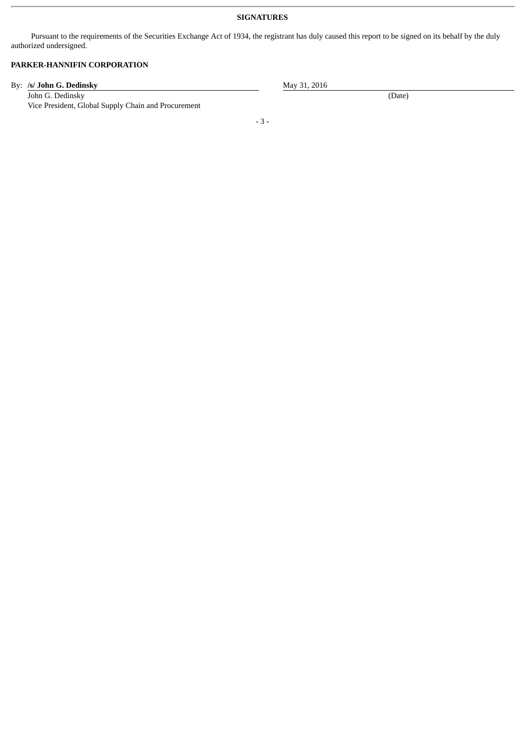**SIGNATURES**

Pursuant to the requirements of the Securities Exchange Act of 1934, the registrant has duly caused this report to be signed on its behalf by the duly authorized undersigned.

**PARKER-HANNIFIN CORPORATION**

| By: **/s/ John G. Dedinsky** | May 31, 2016 |
|---|---|
| John G. Dedinsky<br>Vice President, Global Supply Chain and Procurement | (Date) |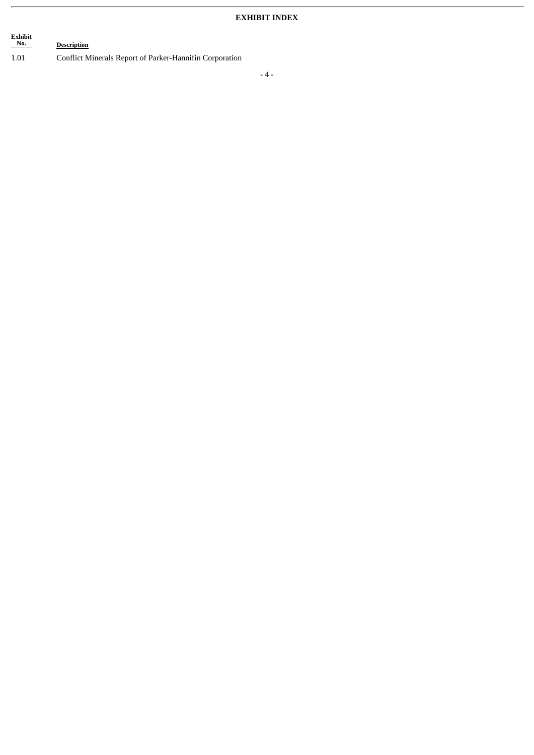## EXHIBIT INDEX

| Exhibit No. | Description |
|---|---|
| 1.01 | Conflict Minerals Report of Parker-Hannifin Corporation |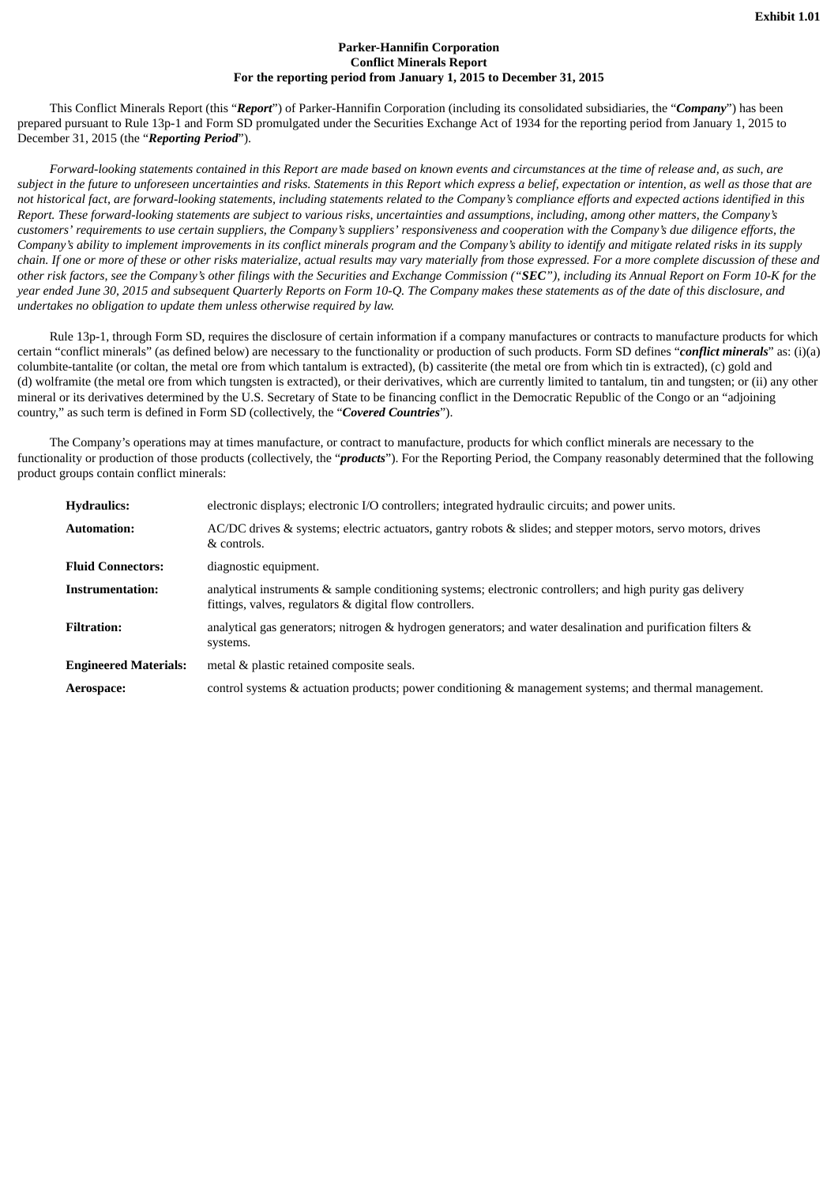**Exhibit 1.01**

**Parker-Hannifin Corporation**
**Conflict Minerals Report**
**For the reporting period from January 1, 2015 to December 31, 2015**

This Conflict Minerals Report (this "***Report***") of Parker-Hannifin Corporation (including its consolidated subsidiaries, the "***Company***") has been prepared pursuant to Rule 13p-1 and Form SD promulgated under the Securities Exchange Act of 1934 for the reporting period from January 1, 2015 to December 31, 2015 (the "***Reporting Period***").

*Forward-looking statements contained in this Report are made based on known events and circumstances at the time of release and, as such, are subject in the future to unforeseen uncertainties and risks. Statements in this Report which express a belief, expectation or intention, as well as those that are not historical fact, are forward-looking statements, including statements related to the Company's compliance efforts and expected actions identified in this Report. These forward-looking statements are subject to various risks, uncertainties and assumptions, including, among other matters, the Company's customers' requirements to use certain suppliers, the Company's suppliers' responsiveness and cooperation with the Company's due diligence efforts, the Company's ability to implement improvements in its conflict minerals program and the Company's ability to identify and mitigate related risks in its supply chain. If one or more of these or other risks materialize, actual results may vary materially from those expressed. For a more complete discussion of these and other risk factors, see the Company's other filings with the Securities and Exchange Commission ("**SEC**"), including its Annual Report on Form 10-K for the year ended June 30, 2015 and subsequent Quarterly Reports on Form 10-Q. The Company makes these statements as of the date of this disclosure, and undertakes no obligation to update them unless otherwise required by law.*

Rule 13p-1, through Form SD, requires the disclosure of certain information if a company manufactures or contracts to manufacture products for which certain "conflict minerals" (as defined below) are necessary to the functionality or production of such products. Form SD defines "***conflict minerals***" as: (i)(a) columbite-tantalite (or coltan, the metal ore from which tantalum is extracted), (b) cassiterite (the metal ore from which tin is extracted), (c) gold and (d) wolframite (the metal ore from which tungsten is extracted), or their derivatives, which are currently limited to tantalum, tin and tungsten; or (ii) any other mineral or its derivatives determined by the U.S. Secretary of State to be financing conflict in the Democratic Republic of the Congo or an "adjoining country," as such term is defined in Form SD (collectively, the "***Covered Countries***").

The Company's operations may at times manufacture, or contract to manufacture, products for which conflict minerals are necessary to the functionality or production of those products (collectively, the "***products***"). For the Reporting Period, the Company reasonably determined that the following product groups contain conflict minerals:

| | |
|---|---|
| **Hydraulics:** | electronic displays; electronic I/O controllers; integrated hydraulic circuits; and power units. |
| **Automation:** | AC/DC drives & systems; electric actuators, gantry robots & slides; and stepper motors, servo motors, drives & controls. |
| **Fluid Connectors:** | diagnostic equipment. |
| **Instrumentation:** | analytical instruments & sample conditioning systems; electronic controllers; and high purity gas delivery fittings, valves, regulators & digital flow controllers. |
| **Filtration:** | analytical gas generators; nitrogen & hydrogen generators; and water desalination and purification filters & systems. |
| **Engineered Materials:** | metal & plastic retained composite seals. |
| **Aerospace:** | control systems & actuation products; power conditioning & management systems; and thermal management. |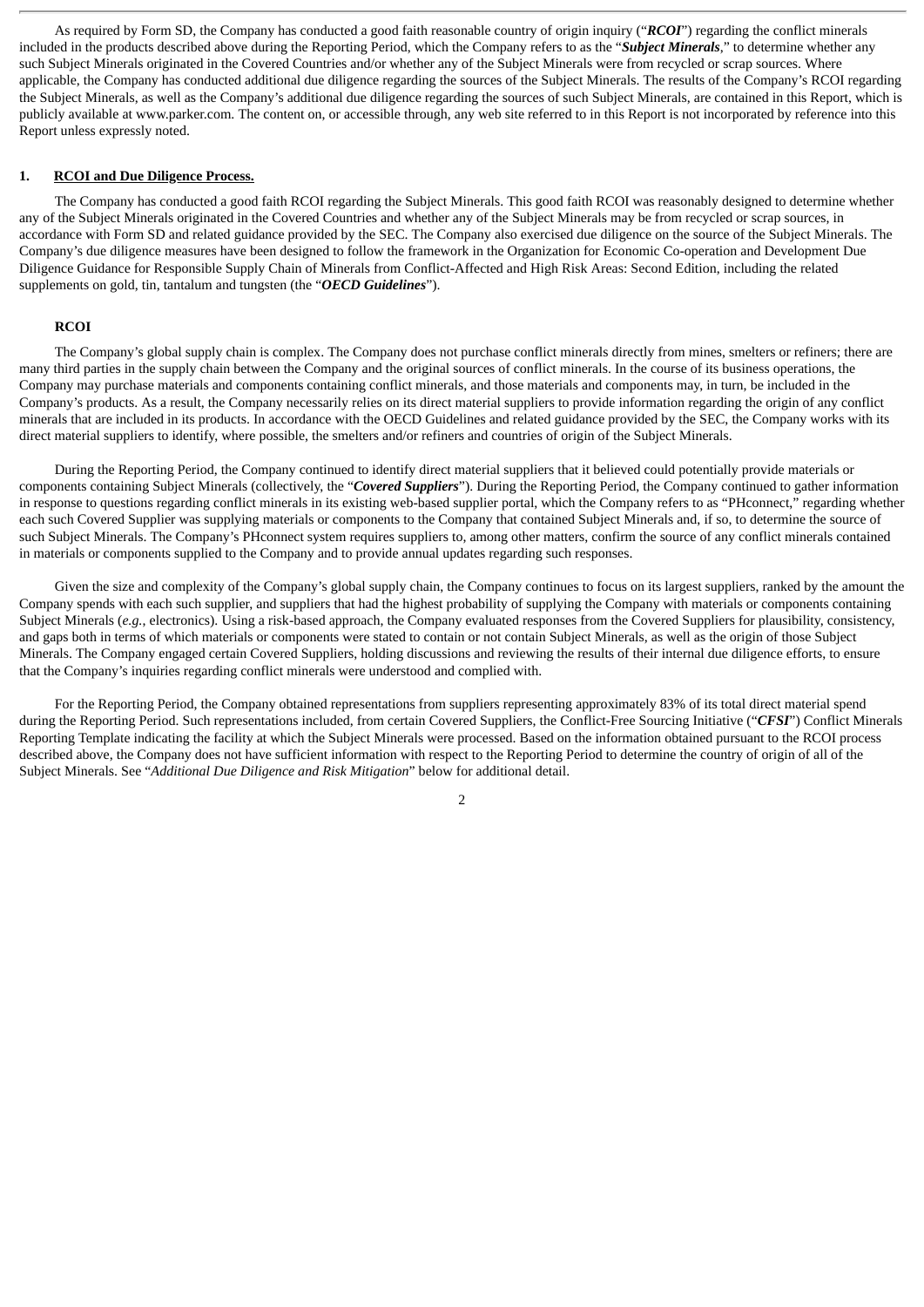As required by Form SD, the Company has conducted a good faith reasonable country of origin inquiry ("***RCOI***") regarding the conflict minerals included in the products described above during the Reporting Period, which the Company refers to as the "***Subject Minerals***," to determine whether any such Subject Minerals originated in the Covered Countries and/or whether any of the Subject Minerals were from recycled or scrap sources. Where applicable, the Company has conducted additional due diligence regarding the sources of the Subject Minerals. The results of the Company's RCOI regarding the Subject Minerals, as well as the Company's additional due diligence regarding the sources of such Subject Minerals, are contained in this Report, which is publicly available at www.parker.com. The content on, or accessible through, any web site referred to in this Report is not incorporated by reference into this Report unless expressly noted.

## 1. RCOI and Due Diligence Process.

The Company has conducted a good faith RCOI regarding the Subject Minerals. This good faith RCOI was reasonably designed to determine whether any of the Subject Minerals originated in the Covered Countries and whether any of the Subject Minerals may be from recycled or scrap sources, in accordance with Form SD and related guidance provided by the SEC. The Company also exercised due diligence on the source of the Subject Minerals. The Company's due diligence measures have been designed to follow the framework in the Organization for Economic Co-operation and Development Due Diligence Guidance for Responsible Supply Chain of Minerals from Conflict-Affected and High Risk Areas: Second Edition, including the related supplements on gold, tin, tantalum and tungsten (the "***OECD Guidelines***").

### RCOI

The Company's global supply chain is complex. The Company does not purchase conflict minerals directly from mines, smelters or refiners; there are many third parties in the supply chain between the Company and the original sources of conflict minerals. In the course of its business operations, the Company may purchase materials and components containing conflict minerals, and those materials and components may, in turn, be included in the Company's products. As a result, the Company necessarily relies on its direct material suppliers to provide information regarding the origin of any conflict minerals that are included in its products. In accordance with the OECD Guidelines and related guidance provided by the SEC, the Company works with its direct material suppliers to identify, where possible, the smelters and/or refiners and countries of origin of the Subject Minerals.

During the Reporting Period, the Company continued to identify direct material suppliers that it believed could potentially provide materials or components containing Subject Minerals (collectively, the "***Covered Suppliers***"). During the Reporting Period, the Company continued to gather information in response to questions regarding conflict minerals in its existing web-based supplier portal, which the Company refers to as "PHconnect," regarding whether each such Covered Supplier was supplying materials or components to the Company that contained Subject Minerals and, if so, to determine the source of such Subject Minerals. The Company's PHconnect system requires suppliers to, among other matters, confirm the source of any conflict minerals contained in materials or components supplied to the Company and to provide annual updates regarding such responses.

Given the size and complexity of the Company's global supply chain, the Company continues to focus on its largest suppliers, ranked by the amount the Company spends with each such supplier, and suppliers that had the highest probability of supplying the Company with materials or components containing Subject Minerals (*e.g.*, electronics). Using a risk-based approach, the Company evaluated responses from the Covered Suppliers for plausibility, consistency, and gaps both in terms of which materials or components were stated to contain or not contain Subject Minerals, as well as the origin of those Subject Minerals. The Company engaged certain Covered Suppliers, holding discussions and reviewing the results of their internal due diligence efforts, to ensure that the Company's inquiries regarding conflict minerals were understood and complied with.

For the Reporting Period, the Company obtained representations from suppliers representing approximately 83% of its total direct material spend during the Reporting Period. Such representations included, from certain Covered Suppliers, the Conflict-Free Sourcing Initiative ("***CFSI***") Conflict Minerals Reporting Template indicating the facility at which the Subject Minerals were processed. Based on the information obtained pursuant to the RCOI process described above, the Company does not have sufficient information with respect to the Reporting Period to determine the country of origin of all of the Subject Minerals. See "*Additional Due Diligence and Risk Mitigation*" below for additional detail.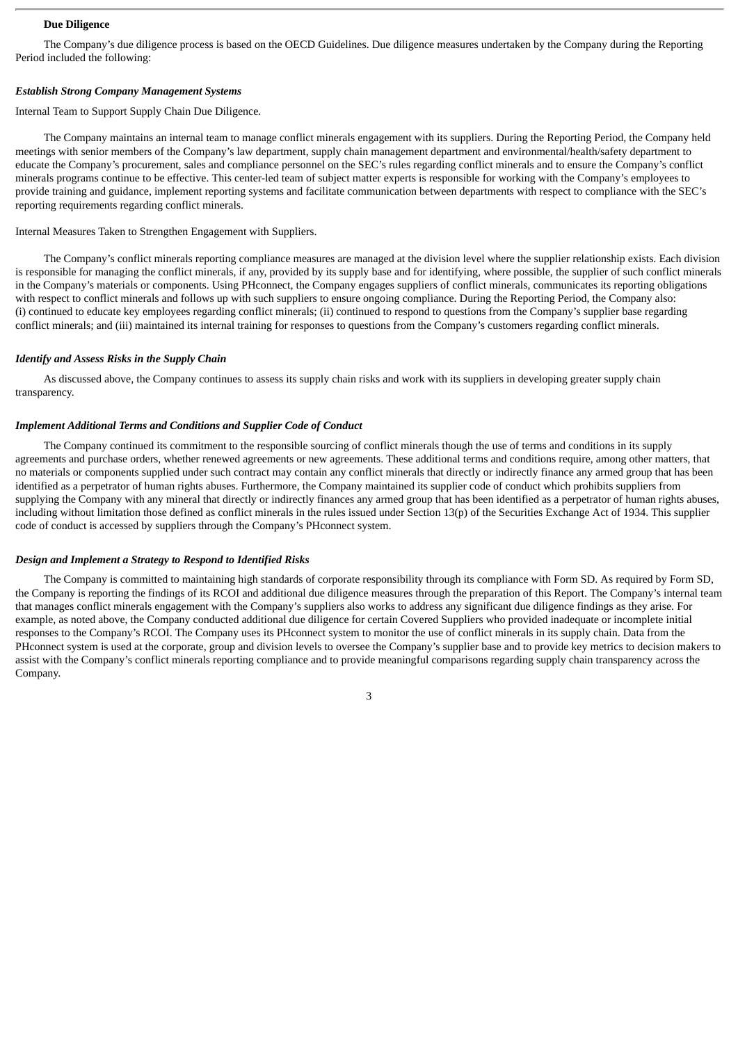**Due Diligence**

The Company's due diligence process is based on the OECD Guidelines. Due diligence measures undertaken by the Company during the Reporting Period included the following:

***Establish Strong Company Management Systems***

Internal Team to Support Supply Chain Due Diligence.

The Company maintains an internal team to manage conflict minerals engagement with its suppliers. During the Reporting Period, the Company held meetings with senior members of the Company's law department, supply chain management department and environmental/health/safety department to educate the Company's procurement, sales and compliance personnel on the SEC's rules regarding conflict minerals and to ensure the Company's conflict minerals programs continue to be effective. This center-led team of subject matter experts is responsible for working with the Company's employees to provide training and guidance, implement reporting systems and facilitate communication between departments with respect to compliance with the SEC's reporting requirements regarding conflict minerals.

Internal Measures Taken to Strengthen Engagement with Suppliers.

The Company's conflict minerals reporting compliance measures are managed at the division level where the supplier relationship exists. Each division is responsible for managing the conflict minerals, if any, provided by its supply base and for identifying, where possible, the supplier of such conflict minerals in the Company's materials or components. Using PHconnect, the Company engages suppliers of conflict minerals, communicates its reporting obligations with respect to conflict minerals and follows up with such suppliers to ensure ongoing compliance. During the Reporting Period, the Company also: (i) continued to educate key employees regarding conflict minerals; (ii) continued to respond to questions from the Company's supplier base regarding conflict minerals; and (iii) maintained its internal training for responses to questions from the Company's customers regarding conflict minerals.

***Identify and Assess Risks in the Supply Chain***

As discussed above, the Company continues to assess its supply chain risks and work with its suppliers in developing greater supply chain transparency.

***Implement Additional Terms and Conditions and Supplier Code of Conduct***

The Company continued its commitment to the responsible sourcing of conflict minerals though the use of terms and conditions in its supply agreements and purchase orders, whether renewed agreements or new agreements. These additional terms and conditions require, among other matters, that no materials or components supplied under such contract may contain any conflict minerals that directly or indirectly finance any armed group that has been identified as a perpetrator of human rights abuses. Furthermore, the Company maintained its supplier code of conduct which prohibits suppliers from supplying the Company with any mineral that directly or indirectly finances any armed group that has been identified as a perpetrator of human rights abuses, including without limitation those defined as conflict minerals in the rules issued under Section 13(p) of the Securities Exchange Act of 1934. This supplier code of conduct is accessed by suppliers through the Company's PHconnect system.

***Design and Implement a Strategy to Respond to Identified Risks***

The Company is committed to maintaining high standards of corporate responsibility through its compliance with Form SD. As required by Form SD, the Company is reporting the findings of its RCOI and additional due diligence measures through the preparation of this Report. The Company's internal team that manages conflict minerals engagement with the Company's suppliers also works to address any significant due diligence findings as they arise. For example, as noted above, the Company conducted additional due diligence for certain Covered Suppliers who provided inadequate or incomplete initial responses to the Company's RCOI. The Company uses its PHconnect system to monitor the use of conflict minerals in its supply chain. Data from the PHconnect system is used at the corporate, group and division levels to oversee the Company's supplier base and to provide key metrics to decision makers to assist with the Company's conflict minerals reporting compliance and to provide meaningful comparisons regarding supply chain transparency across the Company.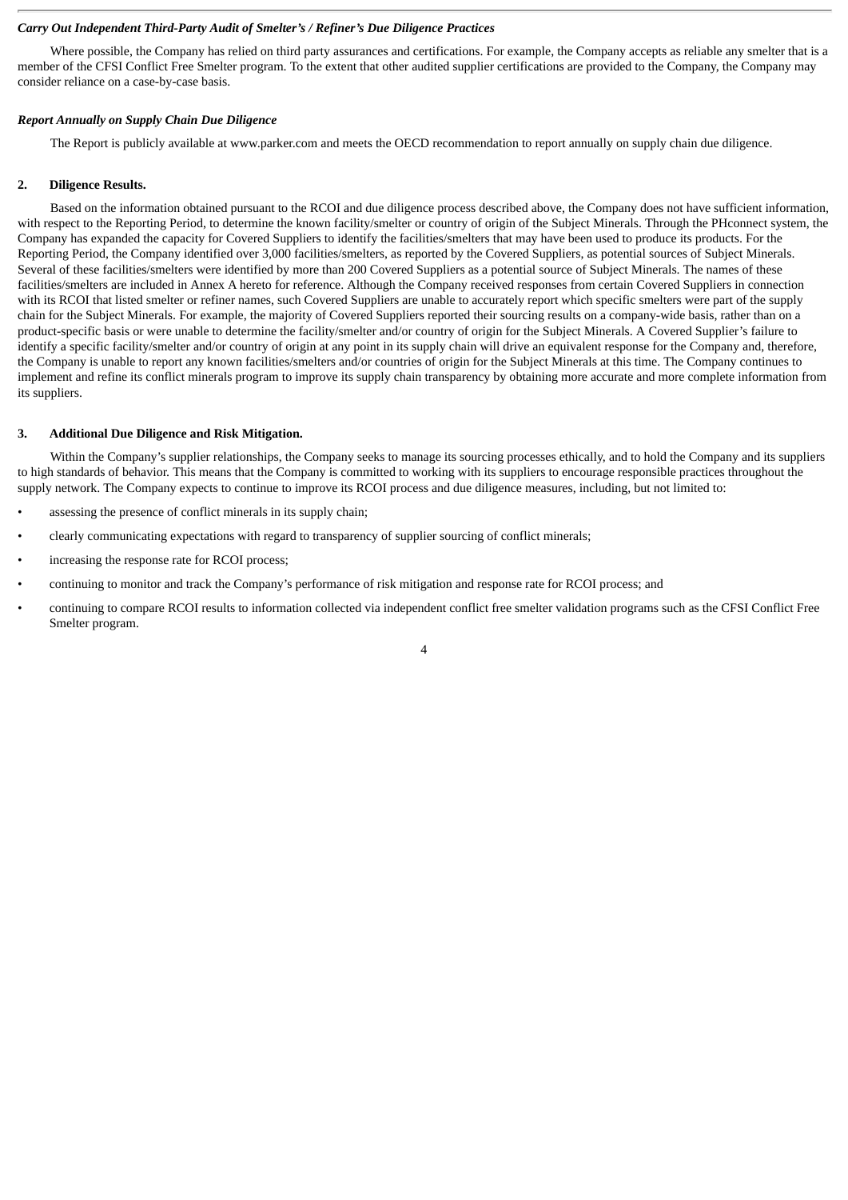*Carry Out Independent Third-Party Audit of Smelter's / Refiner's Due Diligence Practices*

Where possible, the Company has relied on third party assurances and certifications. For example, the Company accepts as reliable any smelter that is a member of the CFSI Conflict Free Smelter program. To the extent that other audited supplier certifications are provided to the Company, the Company may consider reliance on a case-by-case basis.

*Report Annually on Supply Chain Due Diligence*

The Report is publicly available at www.parker.com and meets the OECD recommendation to report annually on supply chain due diligence.

**2. Diligence Results.**

Based on the information obtained pursuant to the RCOI and due diligence process described above, the Company does not have sufficient information, with respect to the Reporting Period, to determine the known facility/smelter or country of origin of the Subject Minerals. Through the PHconnect system, the Company has expanded the capacity for Covered Suppliers to identify the facilities/smelters that may have been used to produce its products. For the Reporting Period, the Company identified over 3,000 facilities/smelters, as reported by the Covered Suppliers, as potential sources of Subject Minerals. Several of these facilities/smelters were identified by more than 200 Covered Suppliers as a potential source of Subject Minerals. The names of these facilities/smelters are included in Annex A hereto for reference. Although the Company received responses from certain Covered Suppliers in connection with its RCOI that listed smelter or refiner names, such Covered Suppliers are unable to accurately report which specific smelters were part of the supply chain for the Subject Minerals. For example, the majority of Covered Suppliers reported their sourcing results on a company-wide basis, rather than on a product-specific basis or were unable to determine the facility/smelter and/or country of origin for the Subject Minerals. A Covered Supplier's failure to identify a specific facility/smelter and/or country of origin at any point in its supply chain will drive an equivalent response for the Company and, therefore, the Company is unable to report any known facilities/smelters and/or countries of origin for the Subject Minerals at this time. The Company continues to implement and refine its conflict minerals program to improve its supply chain transparency by obtaining more accurate and more complete information from its suppliers.

**3. Additional Due Diligence and Risk Mitigation.**

Within the Company's supplier relationships, the Company seeks to manage its sourcing processes ethically, and to hold the Company and its suppliers to high standards of behavior. This means that the Company is committed to working with its suppliers to encourage responsible practices throughout the supply network. The Company expects to continue to improve its RCOI process and due diligence measures, including, but not limited to:

- assessing the presence of conflict minerals in its supply chain;
- clearly communicating expectations with regard to transparency of supplier sourcing of conflict minerals;
- increasing the response rate for RCOI process;
- continuing to monitor and track the Company's performance of risk mitigation and response rate for RCOI process; and
- continuing to compare RCOI results to information collected via independent conflict free smelter validation programs such as the CFSI Conflict Free Smelter program.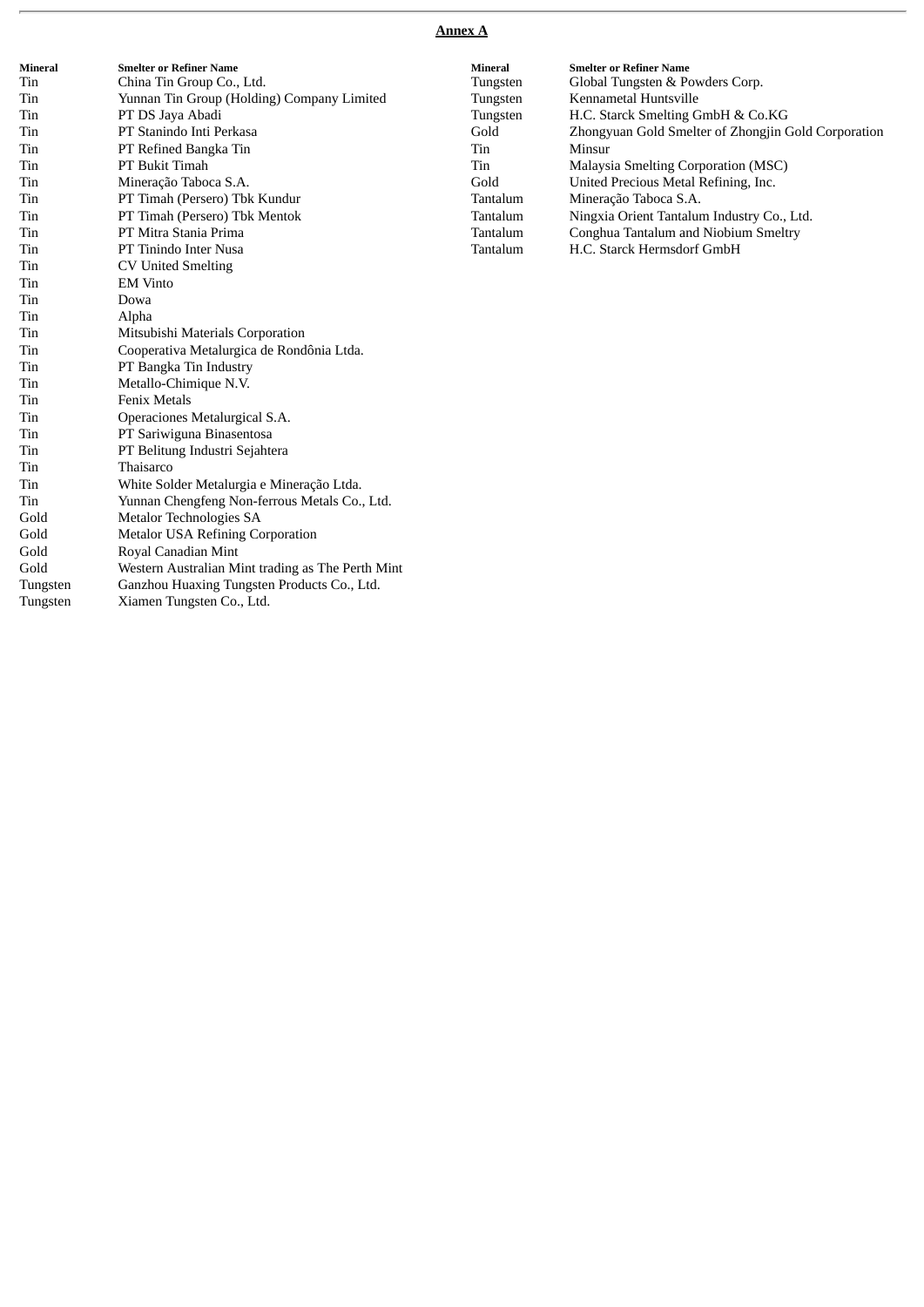**Annex A**

| Mineral | Smelter or Refiner Name |
|---|---|
| Tin | China Tin Group Co., Ltd. |
| Tin | Yunnan Tin Group (Holding) Company Limited |
| Tin | PT DS Jaya Abadi |
| Tin | PT Stanindo Inti Perkasa |
| Tin | PT Refined Bangka Tin |
| Tin | PT Bukit Timah |
| Tin | Mineração Taboca S.A. |
| Tin | PT Timah (Persero) Tbk Kundur |
| Tin | PT Timah (Persero) Tbk Mentok |
| Tin | PT Mitra Stania Prima |
| Tin | PT Tinindo Inter Nusa |
| Tin | CV United Smelting |
| Tin | EM Vinto |
| Tin | Dowa |
| Tin | Alpha |
| Tin | Mitsubishi Materials Corporation |
| Tin | Cooperativa Metalurgica de Rondônia Ltda. |
| Tin | PT Bangka Tin Industry |
| Tin | Metallo-Chimique N.V. |
| Tin | Fenix Metals |
| Tin | Operaciones Metalurgical S.A. |
| Tin | PT Sariwiguna Binasentosa |
| Tin | PT Belitung Industri Sejahtera |
| Tin | Thaisarco |
| Tin | White Solder Metalurgia e Mineração Ltda. |
| Tin | Yunnan Chengfeng Non-ferrous Metals Co., Ltd. |
| Gold | Metalor Technologies SA |
| Gold | Metalor USA Refining Corporation |
| Gold | Royal Canadian Mint |
| Gold | Western Australian Mint trading as The Perth Mint |
| Tungsten | Ganzhou Huaxing Tungsten Products Co., Ltd. |
| Tungsten | Xiamen Tungsten Co., Ltd. |
| Tungsten | Global Tungsten & Powders Corp. |
| Tungsten | Kennametal Huntsville |
| Tungsten | H.C. Starck Smelting GmbH & Co.KG |
| Gold | Zhongyuan Gold Smelter of Zhongjin Gold Corporation |
| Tin | Minsur |
| Tin | Malaysia Smelting Corporation (MSC) |
| Gold | United Precious Metal Refining, Inc. |
| Tantalum | Mineração Taboca S.A. |
| Tantalum | Ningxia Orient Tantalum Industry Co., Ltd. |
| Tantalum | Conghua Tantalum and Niobium Smeltry |
| Tantalum | H.C. Starck Hermsdorf GmbH |